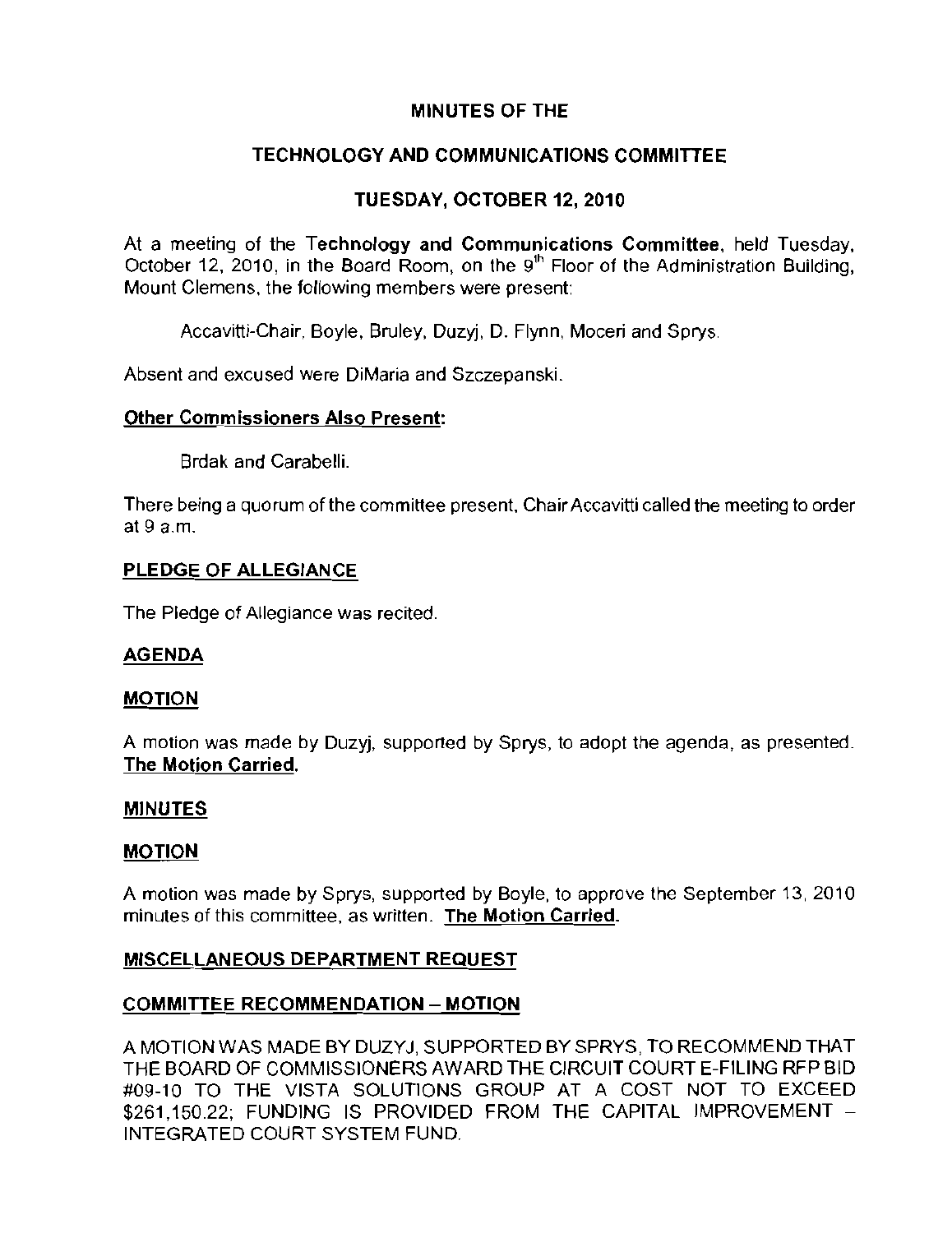# MINUTES OF THE

## TECHNOLOGY AND COMMUNICATIONS COMMITTEE

## TUESDAY, OCTOBER 12, 2010

At a meeting of the **Technology and Communications Committee**, held Tuesday, October 12, 2010, in the Board Room, on the 9th Floor of the Administration Building, Mount Clemens, the following members were present:

Accavitti-Chair, Boyle, Bruley, Duzyj, D. Flynn, Moceri and Sprys.

Absent and excused were DiMaria and Szczepanski.

**Other Commissioners Also Present:**

Brdak and Carabelli.

There being a quorum of the committee present, Chair Accavitti called the meeting to order at 9 a.m.

**PLEDGE OF ALLEGIANCE**

The Pledge of Allegiance was recited.

**AGENDA**

**MOTION**

A motion was made by Duzyj, supported by Sprys, to adopt the agenda, as presented. **The Motion Carried.**

**MINUTES**

**MOTION**

A motion was made by Sprys, supported by Boyle, to approve the September 13, 2010 minutes of this committee, as written. **The Motion Carried.**

**MISCELLANEOUS DEPARTMENT REQUEST**

**COMMITTEE RECOMMENDATION – MOTION**

A MOTION WAS MADE BY DUZYJ, SUPPORTED BY SPRYS, TO RECOMMEND THAT THE BOARD OF COMMISSIONERS AWARD THE CIRCUIT COURT E-FILING RFP BID #09-10 TO THE VISTA SOLUTIONS GROUP AT A COST NOT TO EXCEED $261,150.22; FUNDING IS PROVIDED FROM THE CAPITAL IMPROVEMENT – INTEGRATED COURT SYSTEM FUND.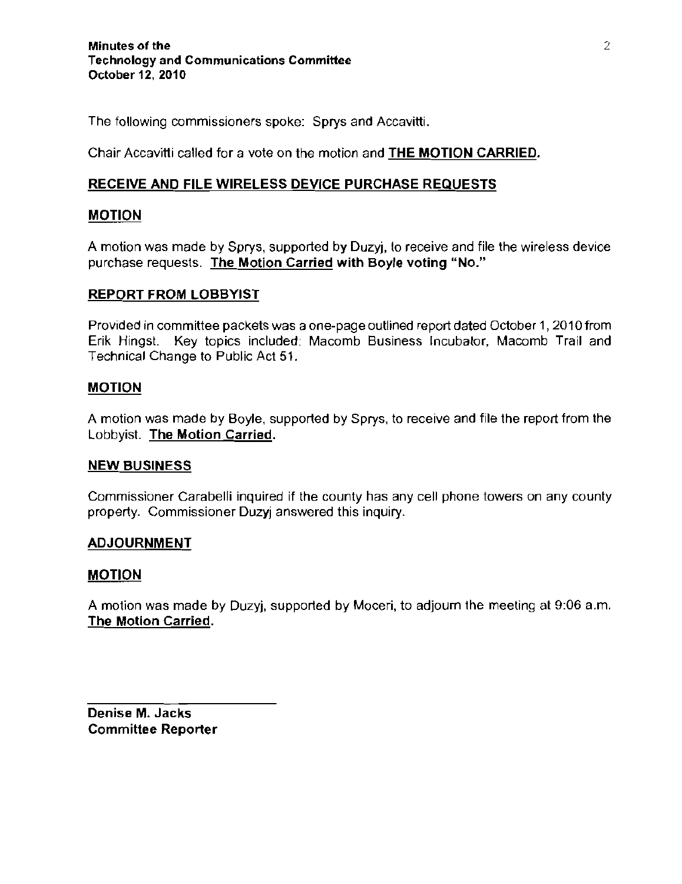The following commissioners spoke: Sprys and Accavitti.

Chair Accavitti called for a vote on the motion and **THE MOTION CARRIED.**

## RECEIVE AND FILE WIRELESS DEVICE PURCHASE REQUESTS

### MOTION

A motion was made by Sprys, supported by Duzyj, to receive and file the wireless device purchase requests. **The Motion Carried with Boyle voting "No."**

## REPORT FROM LOBBYIST

Provided in committee packets was a one-page outlined report dated October 1, 2010 from Erik Hingst. Key topics included: Macomb Business Incubator, Macomb Trail and Technical Change to Public Act 51.

### MOTION

A motion was made by Boyle, supported by Sprys, to receive and file the report from the Lobbyist. **The Motion Carried.**

## NEW BUSINESS

Commissioner Carabelli inquired if the county has any cell phone towers on any county property. Commissioner Duzyj answered this inquiry.

## ADJOURNMENT

### MOTION

A motion was made by Duzyj, supported by Moceri, to adjourn the meeting at 9:06 a.m. **The Motion Carried.**

**Denise M. Jacks**
**Committee Reporter**